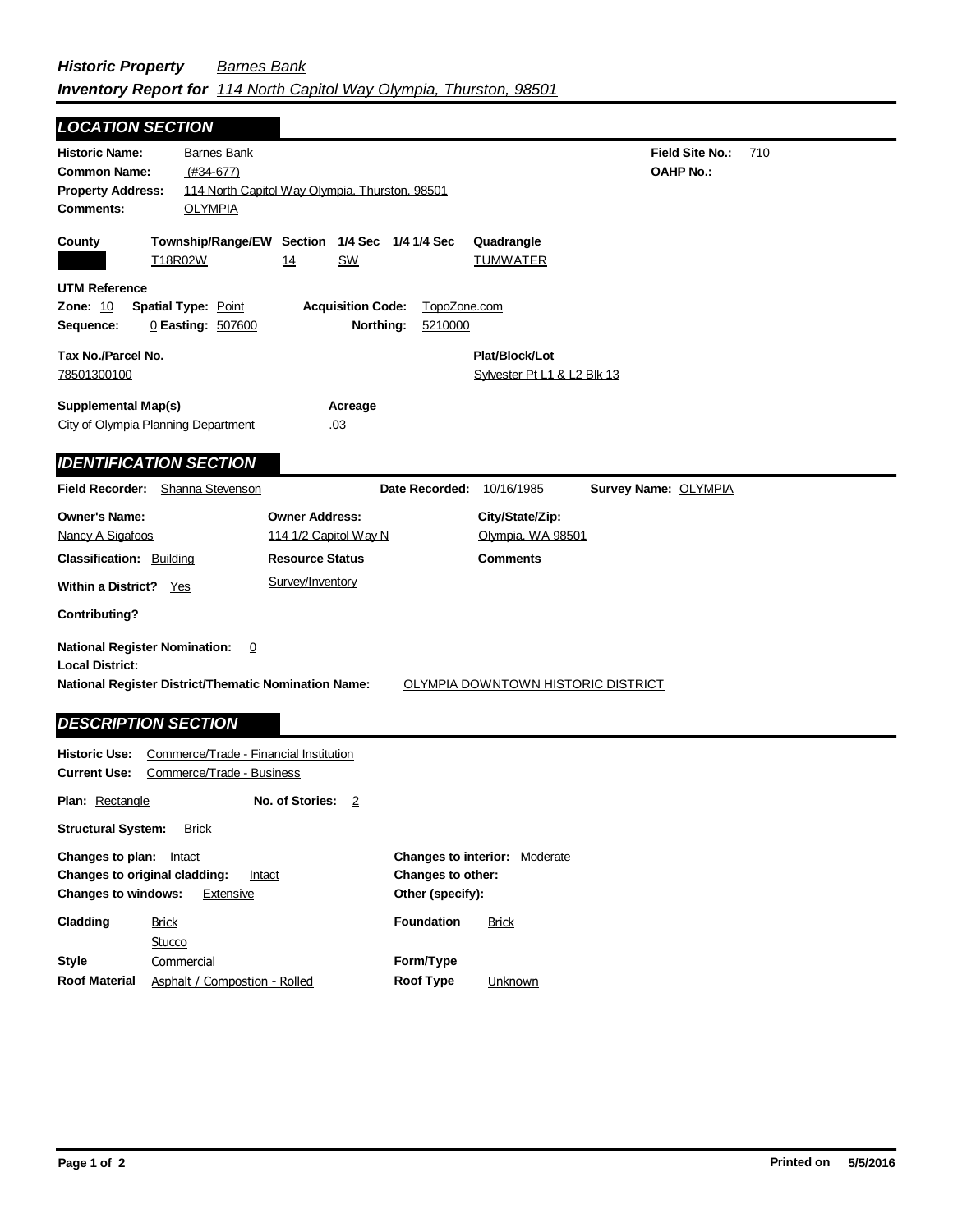***Historic Property*** *Barnes Bank*
***Inventory Report for*** *114 North Capitol Way Olympia, Thurston, 98501*

## LOCATION SECTION

**Historic Name:** Barnes Bank
**Common Name:** (#34-677)
**Property Address:** 114 North Capitol Way Olympia, Thurston, 98501
**Comments:** OLYMPIA

**Field Site No.:** 710
**OAHP No.:**

| County | Township/Range/EW | Section | 1/4 Sec | 1/4 1/4 Sec | Quadrangle |
|---|---|---|---|---|---|
| | T18R02W | 14 | SW | | TUMWATER |

**UTM Reference**
**Zone:** 10 **Spatial Type:** Point **Acquisition Code:** TopoZone.com
**Sequence:** 0 **Easting:** 507600 **Northing:** 5210000

**Tax No./Parcel No.** 78501300100
**Plat/Block/Lot** Sylvester Pt L1 & L2 Blk 13

**Supplemental Map(s)** City of Olympia Planning Department
**Acreage** .03

## IDENTIFICATION SECTION

**Field Recorder:** Shanna Stevenson **Date Recorded:** 10/16/1985 **Survey Name:** OLYMPIA

**Owner's Name:** Nancy A Sigafoos
**Owner Address:** 114 1/2 Capitol Way N
**City/State/Zip:** Olympia, WA 98501

**Classification:** Building
**Resource Status:** Survey/Inventory
**Comments**

**Within a District?** Yes

**Contributing?**

**National Register Nomination:** 0
**Local District:**
**National Register District/Thematic Nomination Name:** OLYMPIA DOWNTOWN HISTORIC DISTRICT

## DESCRIPTION SECTION

**Historic Use:** Commerce/Trade - Financial Institution
**Current Use:** Commerce/Trade - Business

**Plan:** Rectangle **No. of Stories:** 2

**Structural System:** Brick

**Changes to plan:** Intact
**Changes to original cladding:** Intact
**Changes to windows:** Extensive
**Changes to interior:** Moderate
**Changes to other:**
**Other (specify):**

**Cladding** Brick, Stucco
**Foundation** Brick
**Style** Commercial
**Form/Type**
**Roof Material** Asphalt / Compostion - Rolled
**Roof Type** Unknown

**Printed on** 5/5/2016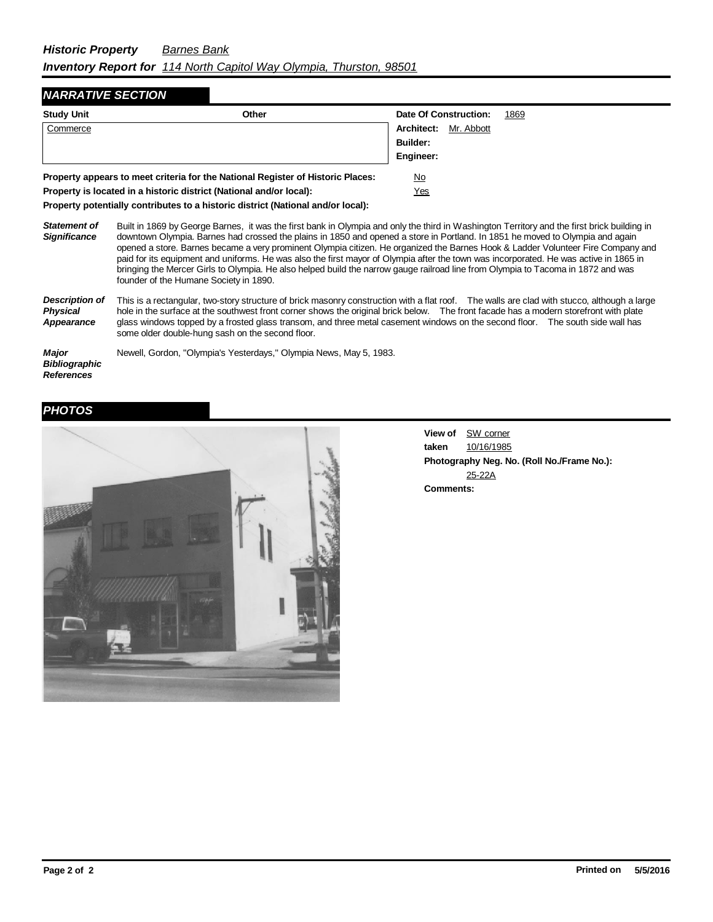***Historic Property*** *Barnes Bank*

***Inventory Report for*** *114 North Capitol Way Olympia, Thurston, 98501*

## *NARRATIVE SECTION*

| **Study Unit** | **Other** | |
|---|---|---|
| Commerce | | **Date Of Construction:** 1869 |
| | | **Architect:** Mr. Abbott |
| | | **Builder:** |
| | | **Engineer:** |

**Property appears to meet criteria for the National Register of Historic Places:** No

**Property is located in a historic district (National and/or local):** Yes

**Property potentially contributes to a historic district (National and/or local):**

***Statement of Significance***

Built in 1869 by George Barnes, it was the first bank in Olympia and only the third in Washington Territory and the first brick building in downtown Olympia. Barnes had crossed the plains in 1850 and opened a store in Portland. In 1851 he moved to Olympia and again opened a store. Barnes became a very prominent Olympia citizen. He organized the Barnes Hook & Ladder Volunteer Fire Company and paid for its equipment and uniforms. He was also the first mayor of Olympia after the town was incorporated. He was active in 1865 in bringing the Mercer Girls to Olympia. He also helped build the narrow gauge railroad line from Olympia to Tacoma in 1872 and was founder of the Humane Society in 1890.

***Description of Physical Appearance***

This is a rectangular, two-story structure of brick masonry construction with a flat roof. The walls are clad with stucco, although a large hole in the surface at the southwest front corner shows the original brick below. The front facade has a modern storefront with plate glass windows topped by a frosted glass transom, and three metal casement windows on the second floor. The south side wall has some older double-hung sash on the second floor.

***Major Bibliographic References***

Newell, Gordon, "Olympia's Yesterdays," Olympia News, May 5, 1983.

## *PHOTOS*

**View of** SW corner

**taken** 10/16/1985

**Photography Neg. No. (Roll No./Frame No.):** 25-22A

**Comments:**